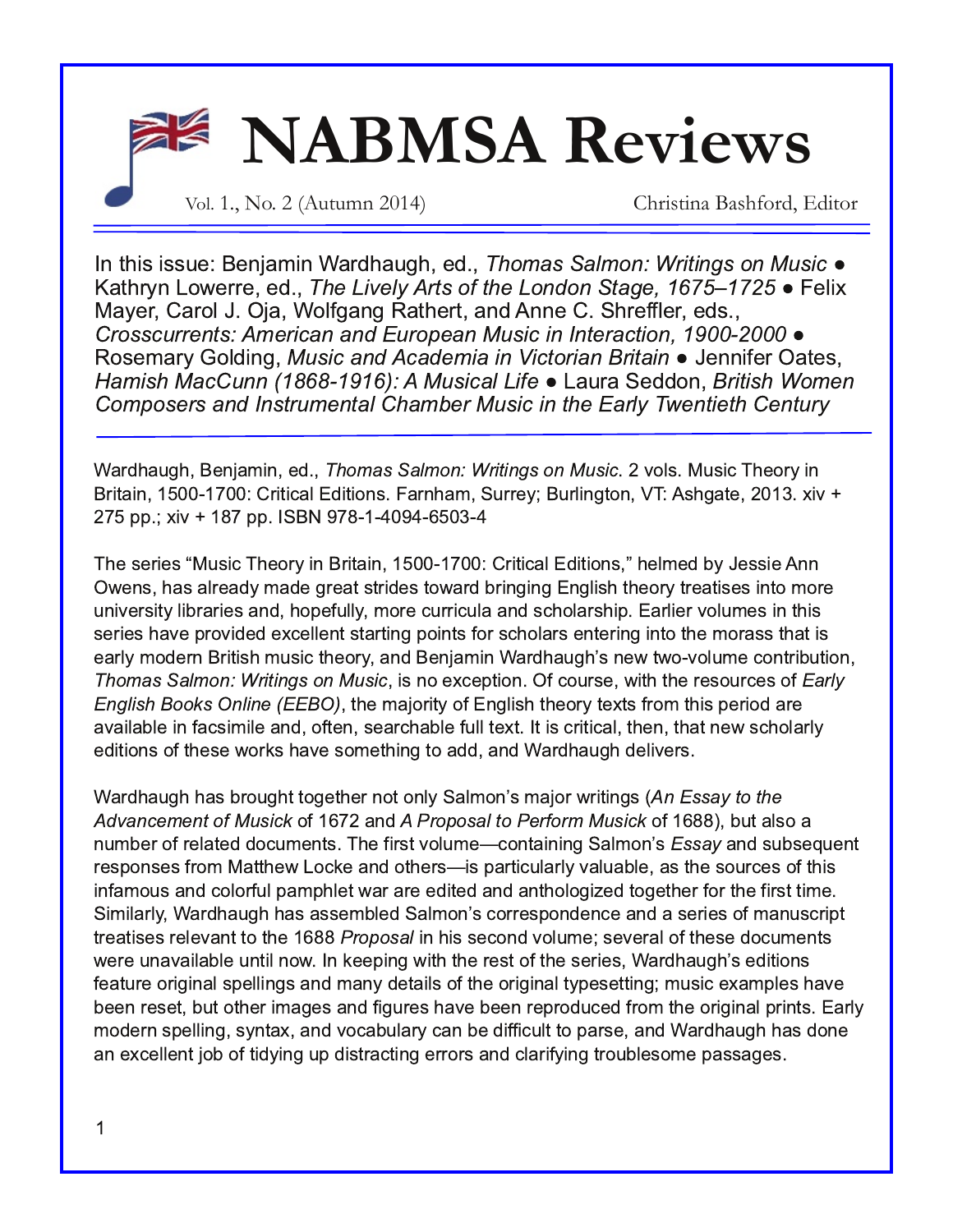# NABMSA Reviews

Vol. 1., No. 2 (Autumn 2014) Christina Bashford, Editor

In this issue: Benjamin Wardhaugh, ed., *Thomas Salmon: Writings on Music* ● Kathryn Lowerre, ed., *The Lively Arts of the London Stage, 1675–1725* ● Felix Mayer, Carol J. Oja, Wolfgang Rathert, and Anne C. Shreffler, eds., *Crosscurrents: American and European Music in Interaction, 1900-2000* ● Rosemary Golding, *Music and Academia in Victorian Britain* ● Jennifer Oates, *Hamish MacCunn (1868-1916): A Musical Life* ● Laura Seddon, *British Women Composers and Instrumental Chamber Music in the Early Twentieth Century*

---

Wardhaugh, Benjamin, ed., *Thomas Salmon: Writings on Music.* 2 vols. Music Theory in Britain, 1500-1700: Critical Editions. Farnham, Surrey; Burlington, VT: Ashgate, 2013. xiv + 275 pp.; xiv + 187 pp. ISBN 978-1-4094-6503-4

The series "Music Theory in Britain, 1500-1700: Critical Editions," helmed by Jessie Ann Owens, has already made great strides toward bringing English theory treatises into more university libraries and, hopefully, more curricula and scholarship. Earlier volumes in this series have provided excellent starting points for scholars entering into the morass that is early modern British music theory, and Benjamin Wardhaugh's new two-volume contribution, *Thomas Salmon: Writings on Music*, is no exception. Of course, with the resources of *Early English Books Online (EEBO)*, the majority of English theory texts from this period are available in facsimile and, often, searchable full text. It is critical, then, that new scholarly editions of these works have something to add, and Wardhaugh delivers.

Wardhaugh has brought together not only Salmon's major writings (*An Essay to the Advancement of Musick* of 1672 and *A Proposal to Perform Musick* of 1688), but also a number of related documents. The first volume—containing Salmon's *Essay* and subsequent responses from Matthew Locke and others—is particularly valuable, as the sources of this infamous and colorful pamphlet war are edited and anthologized together for the first time. Similarly, Wardhaugh has assembled Salmon's correspondence and a series of manuscript treatises relevant to the 1688 *Proposal* in his second volume; several of these documents were unavailable until now. In keeping with the rest of the series, Wardhaugh's editions feature original spellings and many details of the original typesetting; music examples have been reset, but other images and figures have been reproduced from the original prints. Early modern spelling, syntax, and vocabulary can be difficult to parse, and Wardhaugh has done an excellent job of tidying up distracting errors and clarifying troublesome passages.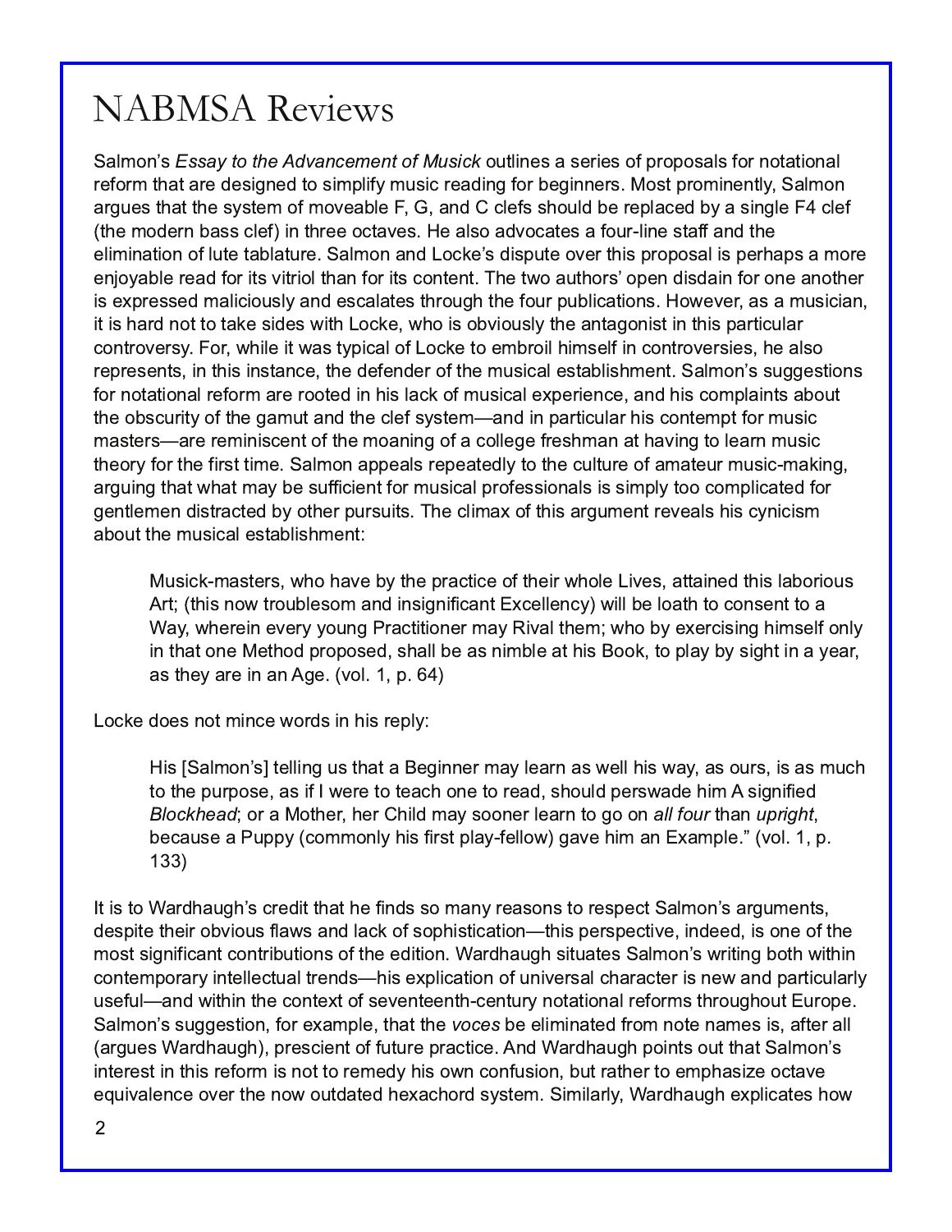Salmon's *Essay to the Advancement of Musick* outlines a series of proposals for notational reform that are designed to simplify music reading for beginners. Most prominently, Salmon argues that the system of moveable F, G, and C clefs should be replaced by a single F4 clef (the modern bass clef) in three octaves. He also advocates a four-line staff and the elimination of lute tablature. Salmon and Locke's dispute over this proposal is perhaps a more enjoyable read for its vitriol than for its content. The two authors' open disdain for one another is expressed maliciously and escalates through the four publications. However, as a musician, it is hard not to take sides with Locke, who is obviously the antagonist in this particular controversy. For, while it was typical of Locke to embroil himself in controversies, he also represents, in this instance, the defender of the musical establishment. Salmon's suggestions for notational reform are rooted in his lack of musical experience, and his complaints about the obscurity of the gamut and the clef system—and in particular his contempt for music masters—are reminiscent of the moaning of a college freshman at having to learn music theory for the first time. Salmon appeals repeatedly to the culture of amateur music-making, arguing that what may be sufficient for musical professionals is simply too complicated for gentlemen distracted by other pursuits. The climax of this argument reveals his cynicism about the musical establishment:

> Musick-masters, who have by the practice of their whole Lives, attained this laborious Art; (this now troublesom and insignificant Excellency) will be loath to consent to a Way, wherein every young Practitioner may Rival them; who by exercising himself only in that one Method proposed, shall be as nimble at his Book, to play by sight in a year, as they are in an Age. (vol. 1, p. 64)

Locke does not mince words in his reply:

> His [Salmon's] telling us that a Beginner may learn as well his way, as ours, is as much to the purpose, as if I were to teach one to read, should perswade him A signified *Blockhead*; or a Mother, her Child may sooner learn to go on *all four* than *upright*, because a Puppy (commonly his first play-fellow) gave him an Example." (vol. 1, p. 133)

It is to Wardhaugh's credit that he finds so many reasons to respect Salmon's arguments, despite their obvious flaws and lack of sophistication—this perspective, indeed, is one of the most significant contributions of the edition. Wardhaugh situates Salmon's writing both within contemporary intellectual trends—his explication of universal character is new and particularly useful—and within the context of seventeenth-century notational reforms throughout Europe. Salmon's suggestion, for example, that the *voces* be eliminated from note names is, after all (argues Wardhaugh), prescient of future practice. And Wardhaugh points out that Salmon's interest in this reform is not to remedy his own confusion, but rather to emphasize octave equivalence over the now outdated hexachord system. Similarly, Wardhaugh explicates how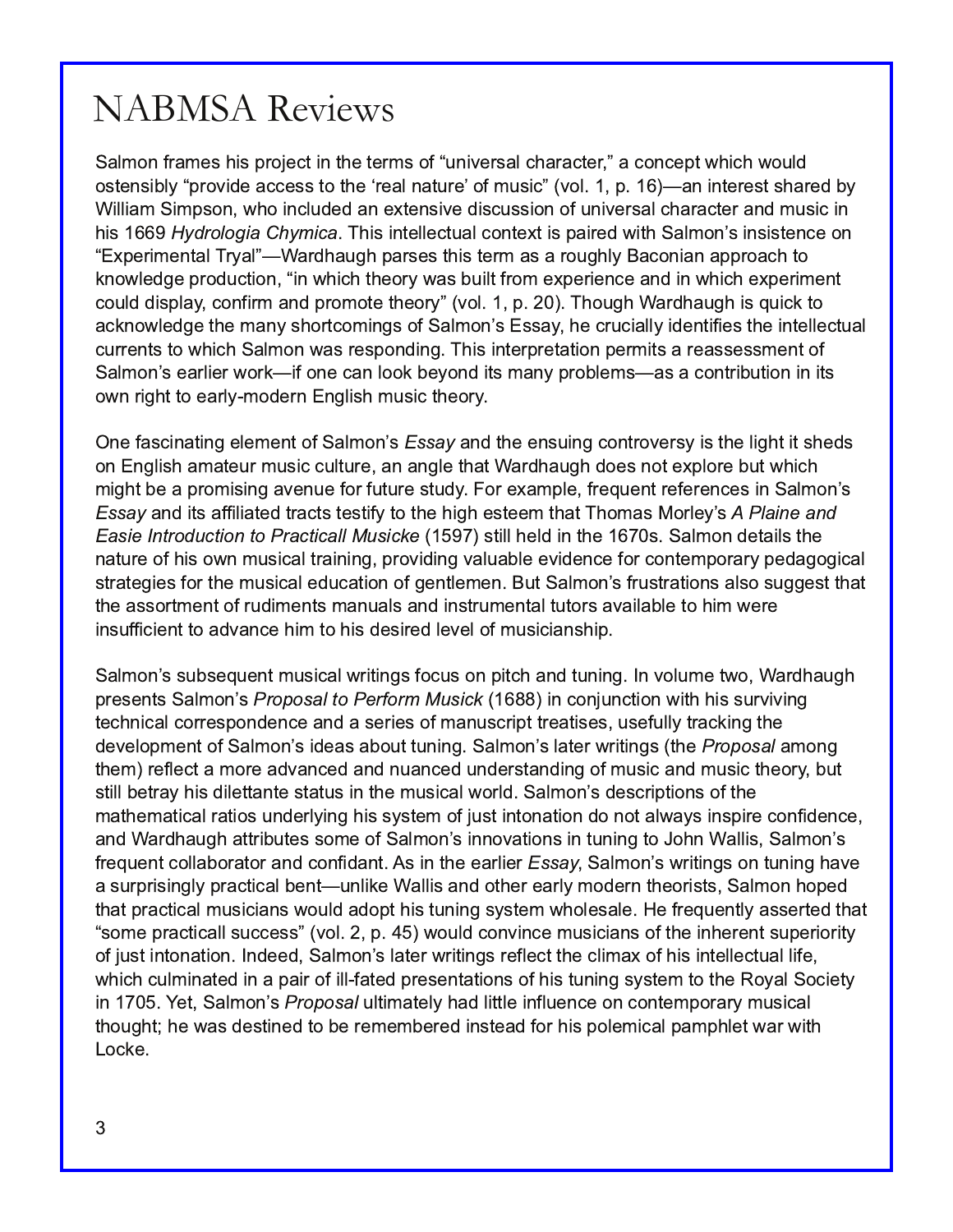Salmon frames his project in the terms of "universal character," a concept which would ostensibly "provide access to the 'real nature' of music" (vol. 1, p. 16)—an interest shared by William Simpson, who included an extensive discussion of universal character and music in his 1669 *Hydrologia Chymica*. This intellectual context is paired with Salmon's insistence on "Experimental Tryal"—Wardhaugh parses this term as a roughly Baconian approach to knowledge production, "in which theory was built from experience and in which experiment could display, confirm and promote theory" (vol. 1, p. 20). Though Wardhaugh is quick to acknowledge the many shortcomings of Salmon's Essay, he crucially identifies the intellectual currents to which Salmon was responding. This interpretation permits a reassessment of Salmon's earlier work—if one can look beyond its many problems—as a contribution in its own right to early-modern English music theory.

One fascinating element of Salmon's *Essay* and the ensuing controversy is the light it sheds on English amateur music culture, an angle that Wardhaugh does not explore but which might be a promising avenue for future study. For example, frequent references in Salmon's *Essay* and its affiliated tracts testify to the high esteem that Thomas Morley's *A Plaine and Easie Introduction to Practicall Musicke* (1597) still held in the 1670s. Salmon details the nature of his own musical training, providing valuable evidence for contemporary pedagogical strategies for the musical education of gentlemen. But Salmon's frustrations also suggest that the assortment of rudiments manuals and instrumental tutors available to him were insufficient to advance him to his desired level of musicianship.

Salmon's subsequent musical writings focus on pitch and tuning. In volume two, Wardhaugh presents Salmon's *Proposal to Perform Musick* (1688) in conjunction with his surviving technical correspondence and a series of manuscript treatises, usefully tracking the development of Salmon's ideas about tuning. Salmon's later writings (the *Proposal* among them) reflect a more advanced and nuanced understanding of music and music theory, but still betray his dilettante status in the musical world. Salmon's descriptions of the mathematical ratios underlying his system of just intonation do not always inspire confidence, and Wardhaugh attributes some of Salmon's innovations in tuning to John Wallis, Salmon's frequent collaborator and confidant. As in the earlier *Essay*, Salmon's writings on tuning have a surprisingly practical bent—unlike Wallis and other early modern theorists, Salmon hoped that practical musicians would adopt his tuning system wholesale. He frequently asserted that "some practicall success" (vol. 2, p. 45) would convince musicians of the inherent superiority of just intonation. Indeed, Salmon's later writings reflect the climax of his intellectual life, which culminated in a pair of ill-fated presentations of his tuning system to the Royal Society in 1705. Yet, Salmon's *Proposal* ultimately had little influence on contemporary musical thought; he was destined to be remembered instead for his polemical pamphlet war with Locke.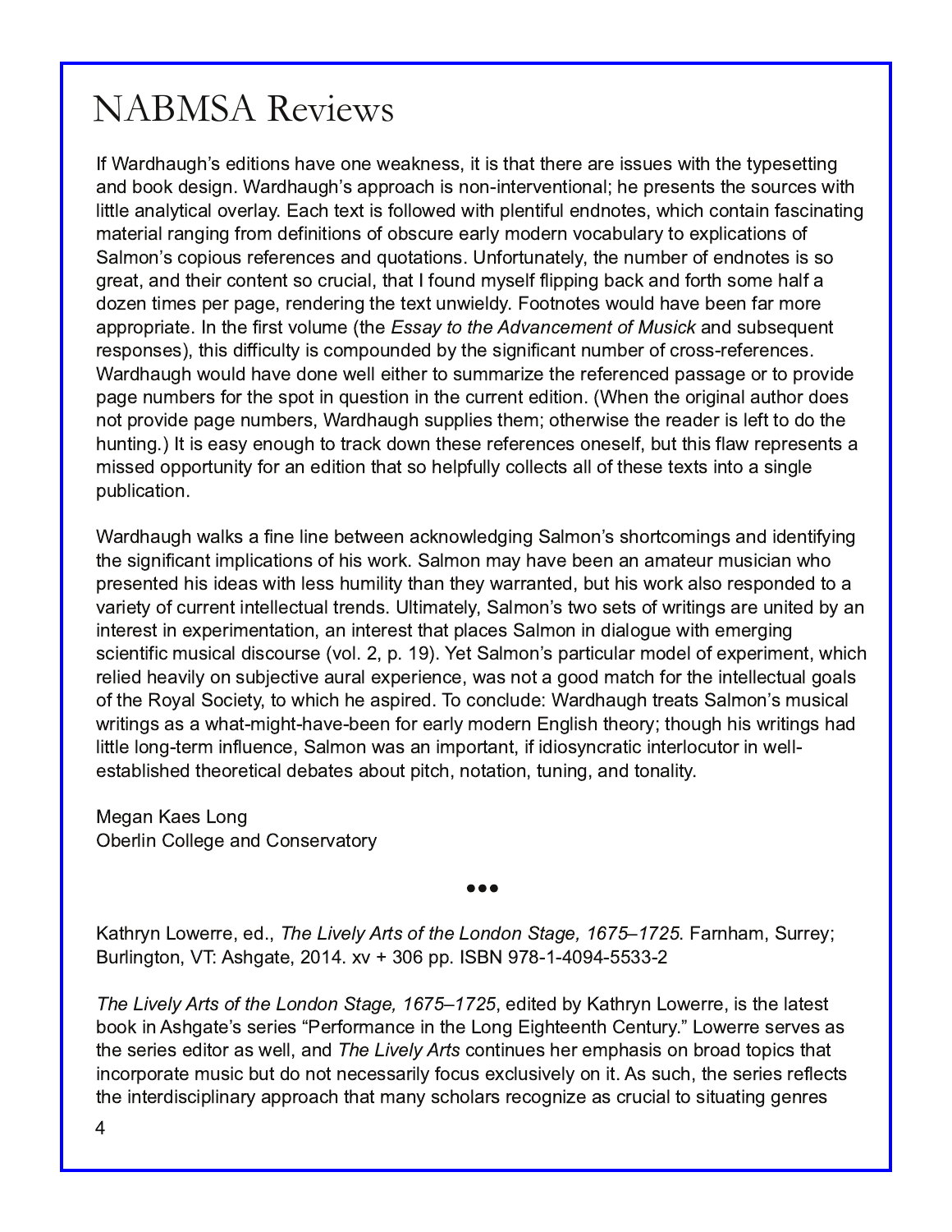If Wardhaugh's editions have one weakness, it is that there are issues with the typesetting and book design. Wardhaugh's approach is non-interventional; he presents the sources with little analytical overlay. Each text is followed with plentiful endnotes, which contain fascinating material ranging from definitions of obscure early modern vocabulary to explications of Salmon's copious references and quotations. Unfortunately, the number of endnotes is so great, and their content so crucial, that I found myself flipping back and forth some half a dozen times per page, rendering the text unwieldy. Footnotes would have been far more appropriate. In the first volume (the *Essay to the Advancement of Musick* and subsequent responses), this difficulty is compounded by the significant number of cross-references. Wardhaugh would have done well either to summarize the referenced passage or to provide page numbers for the spot in question in the current edition. (When the original author does not provide page numbers, Wardhaugh supplies them; otherwise the reader is left to do the hunting.) It is easy enough to track down these references oneself, but this flaw represents a missed opportunity for an edition that so helpfully collects all of these texts into a single publication.

Wardhaugh walks a fine line between acknowledging Salmon's shortcomings and identifying the significant implications of his work. Salmon may have been an amateur musician who presented his ideas with less humility than they warranted, but his work also responded to a variety of current intellectual trends. Ultimately, Salmon's two sets of writings are united by an interest in experimentation, an interest that places Salmon in dialogue with emerging scientific musical discourse (vol. 2, p. 19). Yet Salmon's particular model of experiment, which relied heavily on subjective aural experience, was not a good match for the intellectual goals of the Royal Society, to which he aspired. To conclude: Wardhaugh treats Salmon's musical writings as a what-might-have-been for early modern English theory; though his writings had little long-term influence, Salmon was an important, if idiosyncratic interlocutor in well-established theoretical debates about pitch, notation, tuning, and tonality.

Megan Kaes Long
Oberlin College and Conservatory

•••

Kathryn Lowerre, ed., *The Lively Arts of the London Stage, 1675–1725*. Farnham, Surrey; Burlington, VT: Ashgate, 2014. xv + 306 pp. ISBN 978-1-4094-5533-2

*The Lively Arts of the London Stage, 1675–1725*, edited by Kathryn Lowerre, is the latest book in Ashgate's series "Performance in the Long Eighteenth Century." Lowerre serves as the series editor as well, and *The Lively Arts* continues her emphasis on broad topics that incorporate music but do not necessarily focus exclusively on it. As such, the series reflects the interdisciplinary approach that many scholars recognize as crucial to situating genres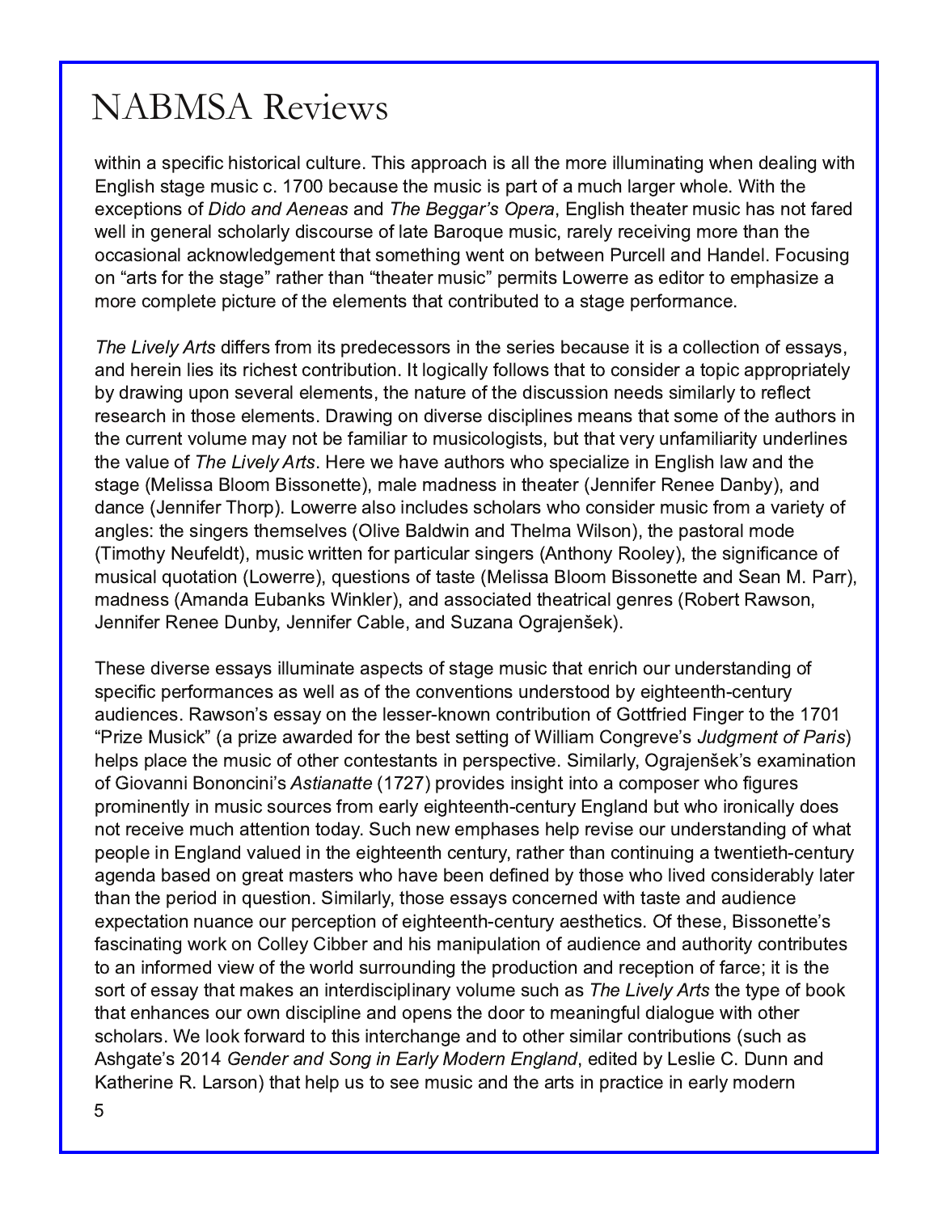within a specific historical culture. This approach is all the more illuminating when dealing with English stage music c. 1700 because the music is part of a much larger whole. With the exceptions of *Dido and Aeneas* and *The Beggar's Opera*, English theater music has not fared well in general scholarly discourse of late Baroque music, rarely receiving more than the occasional acknowledgement that something went on between Purcell and Handel. Focusing on "arts for the stage" rather than "theater music" permits Lowerre as editor to emphasize a more complete picture of the elements that contributed to a stage performance.

*The Lively Arts* differs from its predecessors in the series because it is a collection of essays, and herein lies its richest contribution. It logically follows that to consider a topic appropriately by drawing upon several elements, the nature of the discussion needs similarly to reflect research in those elements. Drawing on diverse disciplines means that some of the authors in the current volume may not be familiar to musicologists, but that very unfamiliarity underlines the value of *The Lively Arts*. Here we have authors who specialize in English law and the stage (Melissa Bloom Bissonette), male madness in theater (Jennifer Renee Danby), and dance (Jennifer Thorp). Lowerre also includes scholars who consider music from a variety of angles: the singers themselves (Olive Baldwin and Thelma Wilson), the pastoral mode (Timothy Neufeldt), music written for particular singers (Anthony Rooley), the significance of musical quotation (Lowerre), questions of taste (Melissa Bloom Bissonette and Sean M. Parr), madness (Amanda Eubanks Winkler), and associated theatrical genres (Robert Rawson, Jennifer Renee Dunby, Jennifer Cable, and Suzana Ograjenšek).

These diverse essays illuminate aspects of stage music that enrich our understanding of specific performances as well as of the conventions understood by eighteenth-century audiences. Rawson's essay on the lesser-known contribution of Gottfried Finger to the 1701 "Prize Musick" (a prize awarded for the best setting of William Congreve's *Judgment of Paris*) helps place the music of other contestants in perspective. Similarly, Ograjenšek's examination of Giovanni Bononcini's *Astianatte* (1727) provides insight into a composer who figures prominently in music sources from early eighteenth-century England but who ironically does not receive much attention today. Such new emphases help revise our understanding of what people in England valued in the eighteenth century, rather than continuing a twentieth-century agenda based on great masters who have been defined by those who lived considerably later than the period in question. Similarly, those essays concerned with taste and audience expectation nuance our perception of eighteenth-century aesthetics. Of these, Bissonette's fascinating work on Colley Cibber and his manipulation of audience and authority contributes to an informed view of the world surrounding the production and reception of farce; it is the sort of essay that makes an interdisciplinary volume such as *The Lively Arts* the type of book that enhances our own discipline and opens the door to meaningful dialogue with other scholars. We look forward to this interchange and to other similar contributions (such as Ashgate's 2014 *Gender and Song in Early Modern England*, edited by Leslie C. Dunn and Katherine R. Larson) that help us to see music and the arts in practice in early modern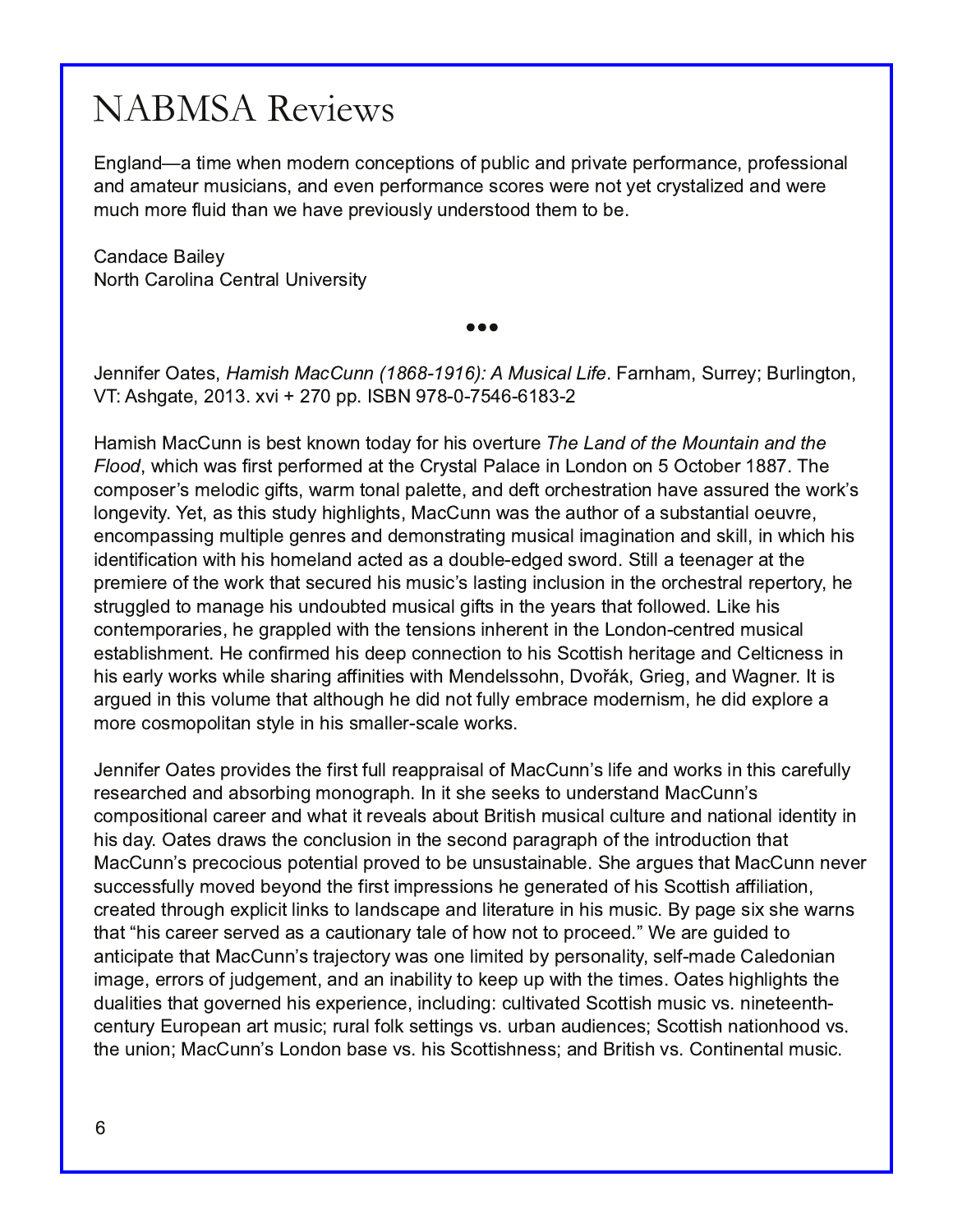England—a time when modern conceptions of public and private performance, professional and amateur musicians, and even performance scores were not yet crystalized and were much more fluid than we have previously understood them to be.

Candace Bailey
North Carolina Central University

•••

Jennifer Oates, *Hamish MacCunn (1868-1916): A Musical Life*. Farnham, Surrey; Burlington, VT: Ashgate, 2013. xvi + 270 pp. ISBN 978-0-7546-6183-2

Hamish MacCunn is best known today for his overture *The Land of the Mountain and the Flood*, which was first performed at the Crystal Palace in London on 5 October 1887. The composer's melodic gifts, warm tonal palette, and deft orchestration have assured the work's longevity. Yet, as this study highlights, MacCunn was the author of a substantial oeuvre, encompassing multiple genres and demonstrating musical imagination and skill, in which his identification with his homeland acted as a double-edged sword. Still a teenager at the premiere of the work that secured his music's lasting inclusion in the orchestral repertory, he struggled to manage his undoubted musical gifts in the years that followed. Like his contemporaries, he grappled with the tensions inherent in the London-centred musical establishment. He confirmed his deep connection to his Scottish heritage and Celticness in his early works while sharing affinities with Mendelssohn, Dvořák, Grieg, and Wagner. It is argued in this volume that although he did not fully embrace modernism, he did explore a more cosmopolitan style in his smaller-scale works.

Jennifer Oates provides the first full reappraisal of MacCunn's life and works in this carefully researched and absorbing monograph. In it she seeks to understand MacCunn's compositional career and what it reveals about British musical culture and national identity in his day. Oates draws the conclusion in the second paragraph of the introduction that MacCunn's precocious potential proved to be unsustainable. She argues that MacCunn never successfully moved beyond the first impressions he generated of his Scottish affiliation, created through explicit links to landscape and literature in his music. By page six she warns that "his career served as a cautionary tale of how not to proceed." We are guided to anticipate that MacCunn's trajectory was one limited by personality, self-made Caledonian image, errors of judgement, and an inability to keep up with the times. Oates highlights the dualities that governed his experience, including: cultivated Scottish music vs. nineteenth-century European art music; rural folk settings vs. urban audiences; Scottish nationhood vs. the union; MacCunn's London base vs. his Scottishness; and British vs. Continental music.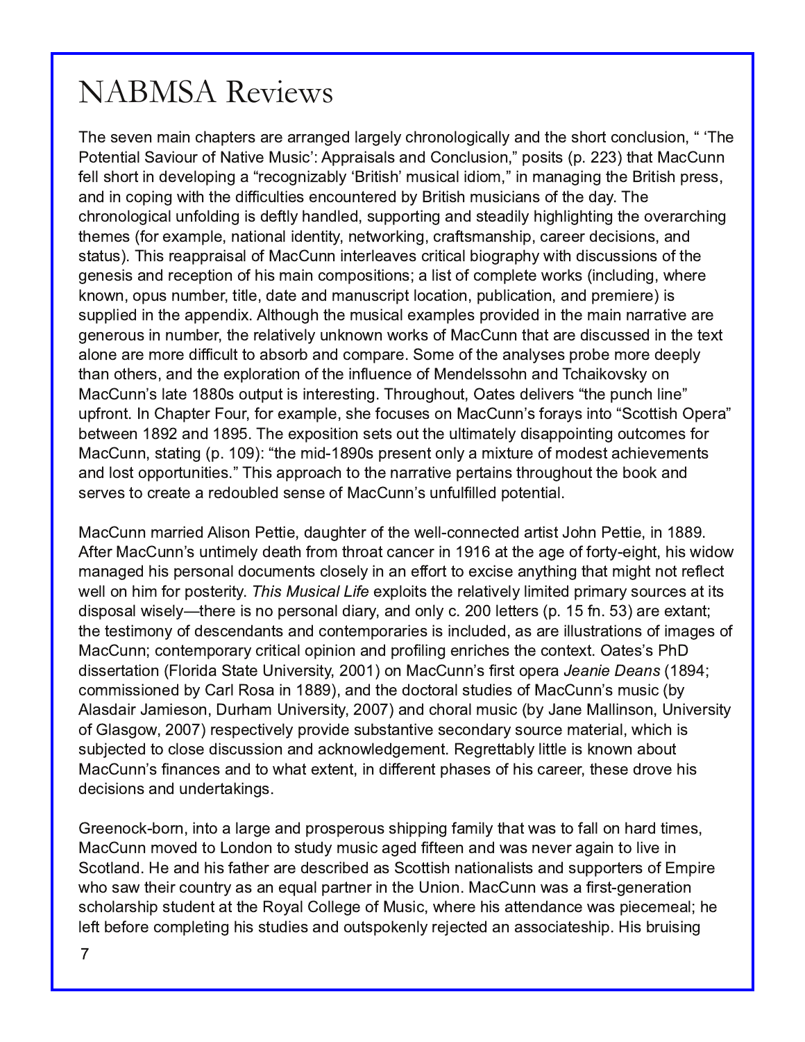The seven main chapters are arranged largely chronologically and the short conclusion, " 'The Potential Saviour of Native Music': Appraisals and Conclusion," posits (p. 223) that MacCunn fell short in developing a "recognizably 'British' musical idiom," in managing the British press, and in coping with the difficulties encountered by British musicians of the day. The chronological unfolding is deftly handled, supporting and steadily highlighting the overarching themes (for example, national identity, networking, craftsmanship, career decisions, and status). This reappraisal of MacCunn interleaves critical biography with discussions of the genesis and reception of his main compositions; a list of complete works (including, where known, opus number, title, date and manuscript location, publication, and premiere) is supplied in the appendix. Although the musical examples provided in the main narrative are generous in number, the relatively unknown works of MacCunn that are discussed in the text alone are more difficult to absorb and compare. Some of the analyses probe more deeply than others, and the exploration of the influence of Mendelssohn and Tchaikovsky on MacCunn's late 1880s output is interesting. Throughout, Oates delivers "the punch line" upfront. In Chapter Four, for example, she focuses on MacCunn's forays into "Scottish Opera" between 1892 and 1895. The exposition sets out the ultimately disappointing outcomes for MacCunn, stating (p. 109): "the mid-1890s present only a mixture of modest achievements and lost opportunities." This approach to the narrative pertains throughout the book and serves to create a redoubled sense of MacCunn's unfulfilled potential.

MacCunn married Alison Pettie, daughter of the well-connected artist John Pettie, in 1889. After MacCunn's untimely death from throat cancer in 1916 at the age of forty-eight, his widow managed his personal documents closely in an effort to excise anything that might not reflect well on him for posterity. *This Musical Life* exploits the relatively limited primary sources at its disposal wisely—there is no personal diary, and only c. 200 letters (p. 15 fn. 53) are extant; the testimony of descendants and contemporaries is included, as are illustrations of images of MacCunn; contemporary critical opinion and profiling enriches the context. Oates's PhD dissertation (Florida State University, 2001) on MacCunn's first opera *Jeanie Deans* (1894; commissioned by Carl Rosa in 1889), and the doctoral studies of MacCunn's music (by Alasdair Jamieson, Durham University, 2007) and choral music (by Jane Mallinson, University of Glasgow, 2007) respectively provide substantive secondary source material, which is subjected to close discussion and acknowledgement. Regrettably little is known about MacCunn's finances and to what extent, in different phases of his career, these drove his decisions and undertakings.

Greenock-born, into a large and prosperous shipping family that was to fall on hard times, MacCunn moved to London to study music aged fifteen and was never again to live in Scotland. He and his father are described as Scottish nationalists and supporters of Empire who saw their country as an equal partner in the Union. MacCunn was a first-generation scholarship student at the Royal College of Music, where his attendance was piecemeal; he left before completing his studies and outspokenly rejected an associateship. His bruising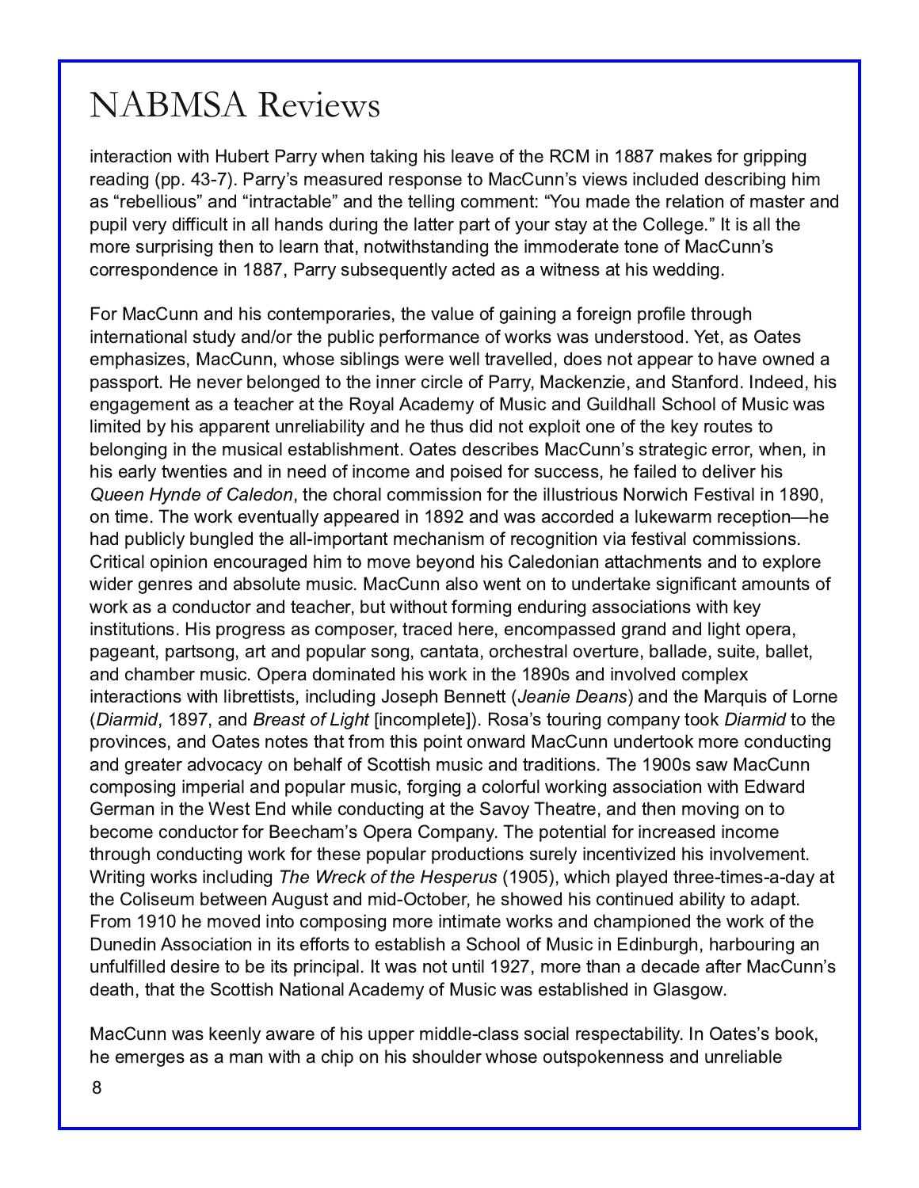interaction with Hubert Parry when taking his leave of the RCM in 1887 makes for gripping reading (pp. 43-7). Parry's measured response to MacCunn's views included describing him as "rebellious" and "intractable" and the telling comment: "You made the relation of master and pupil very difficult in all hands during the latter part of your stay at the College." It is all the more surprising then to learn that, notwithstanding the immoderate tone of MacCunn's correspondence in 1887, Parry subsequently acted as a witness at his wedding.

For MacCunn and his contemporaries, the value of gaining a foreign profile through international study and/or the public performance of works was understood. Yet, as Oates emphasizes, MacCunn, whose siblings were well travelled, does not appear to have owned a passport. He never belonged to the inner circle of Parry, Mackenzie, and Stanford. Indeed, his engagement as a teacher at the Royal Academy of Music and Guildhall School of Music was limited by his apparent unreliability and he thus did not exploit one of the key routes to belonging in the musical establishment. Oates describes MacCunn's strategic error, when, in his early twenties and in need of income and poised for success, he failed to deliver his *Queen Hynde of Caledon*, the choral commission for the illustrious Norwich Festival in 1890, on time. The work eventually appeared in 1892 and was accorded a lukewarm reception—he had publicly bungled the all-important mechanism of recognition via festival commissions. Critical opinion encouraged him to move beyond his Caledonian attachments and to explore wider genres and absolute music. MacCunn also went on to undertake significant amounts of work as a conductor and teacher, but without forming enduring associations with key institutions. His progress as composer, traced here, encompassed grand and light opera, pageant, partsong, art and popular song, cantata, orchestral overture, ballade, suite, ballet, and chamber music. Opera dominated his work in the 1890s and involved complex interactions with librettists, including Joseph Bennett (*Jeanie Deans*) and the Marquis of Lorne (*Diarmid*, 1897, and *Breast of Light* [incomplete]). Rosa's touring company took *Diarmid* to the provinces, and Oates notes that from this point onward MacCunn undertook more conducting and greater advocacy on behalf of Scottish music and traditions. The 1900s saw MacCunn composing imperial and popular music, forging a colorful working association with Edward German in the West End while conducting at the Savoy Theatre, and then moving on to become conductor for Beecham's Opera Company. The potential for increased income through conducting work for these popular productions surely incentivized his involvement. Writing works including *The Wreck of the Hesperus* (1905), which played three-times-a-day at the Coliseum between August and mid-October, he showed his continued ability to adapt. From 1910 he moved into composing more intimate works and championed the work of the Dunedin Association in its efforts to establish a School of Music in Edinburgh, harbouring an unfulfilled desire to be its principal. It was not until 1927, more than a decade after MacCunn's death, that the Scottish National Academy of Music was established in Glasgow.

MacCunn was keenly aware of his upper middle-class social respectability. In Oates's book, he emerges as a man with a chip on his shoulder whose outspokenness and unreliable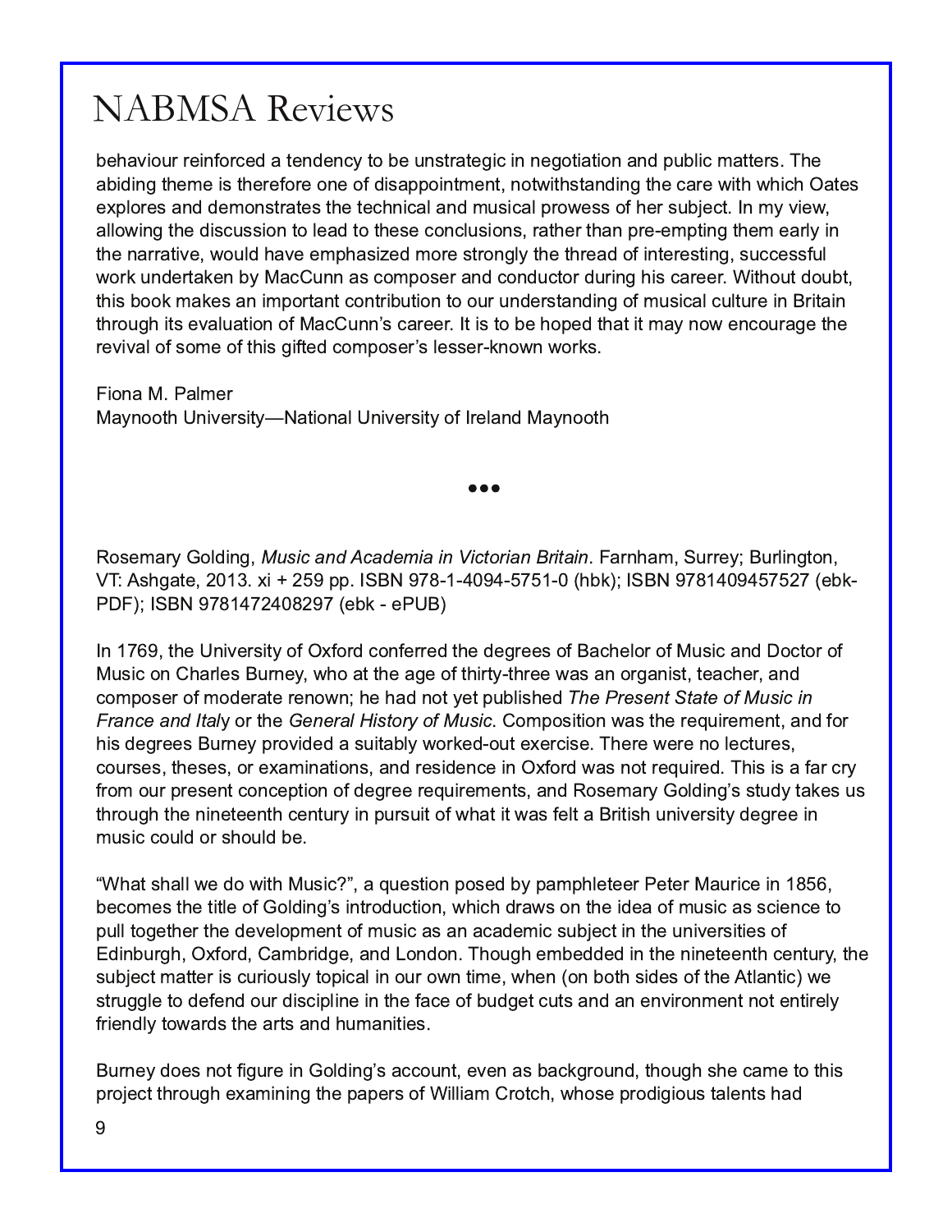behaviour reinforced a tendency to be unstrategic in negotiation and public matters. The abiding theme is therefore one of disappointment, notwithstanding the care with which Oates explores and demonstrates the technical and musical prowess of her subject. In my view, allowing the discussion to lead to these conclusions, rather than pre-empting them early in the narrative, would have emphasized more strongly the thread of interesting, successful work undertaken by MacCunn as composer and conductor during his career. Without doubt, this book makes an important contribution to our understanding of musical culture in Britain through its evaluation of MacCunn's career. It is to be hoped that it may now encourage the revival of some of this gifted composer's lesser-known works.

Fiona M. Palmer
Maynooth University—National University of Ireland Maynooth

•••

Rosemary Golding, *Music and Academia in Victorian Britain*. Farnham, Surrey; Burlington, VT: Ashgate, 2013. xi + 259 pp. ISBN 978-1-4094-5751-0 (hbk); ISBN 9781409457527 (ebk-PDF); ISBN 9781472408297 (ebk - ePUB)

In 1769, the University of Oxford conferred the degrees of Bachelor of Music and Doctor of Music on Charles Burney, who at the age of thirty-three was an organist, teacher, and composer of moderate renown; he had not yet published *The Present State of Music in France and Italy* or the *General History of Music*. Composition was the requirement, and for his degrees Burney provided a suitably worked-out exercise. There were no lectures, courses, theses, or examinations, and residence in Oxford was not required. This is a far cry from our present conception of degree requirements, and Rosemary Golding's study takes us through the nineteenth century in pursuit of what it was felt a British university degree in music could or should be.

"What shall we do with Music?", a question posed by pamphleteer Peter Maurice in 1856, becomes the title of Golding's introduction, which draws on the idea of music as science to pull together the development of music as an academic subject in the universities of Edinburgh, Oxford, Cambridge, and London. Though embedded in the nineteenth century, the subject matter is curiously topical in our own time, when (on both sides of the Atlantic) we struggle to defend our discipline in the face of budget cuts and an environment not entirely friendly towards the arts and humanities.

Burney does not figure in Golding's account, even as background, though she came to this project through examining the papers of William Crotch, whose prodigious talents had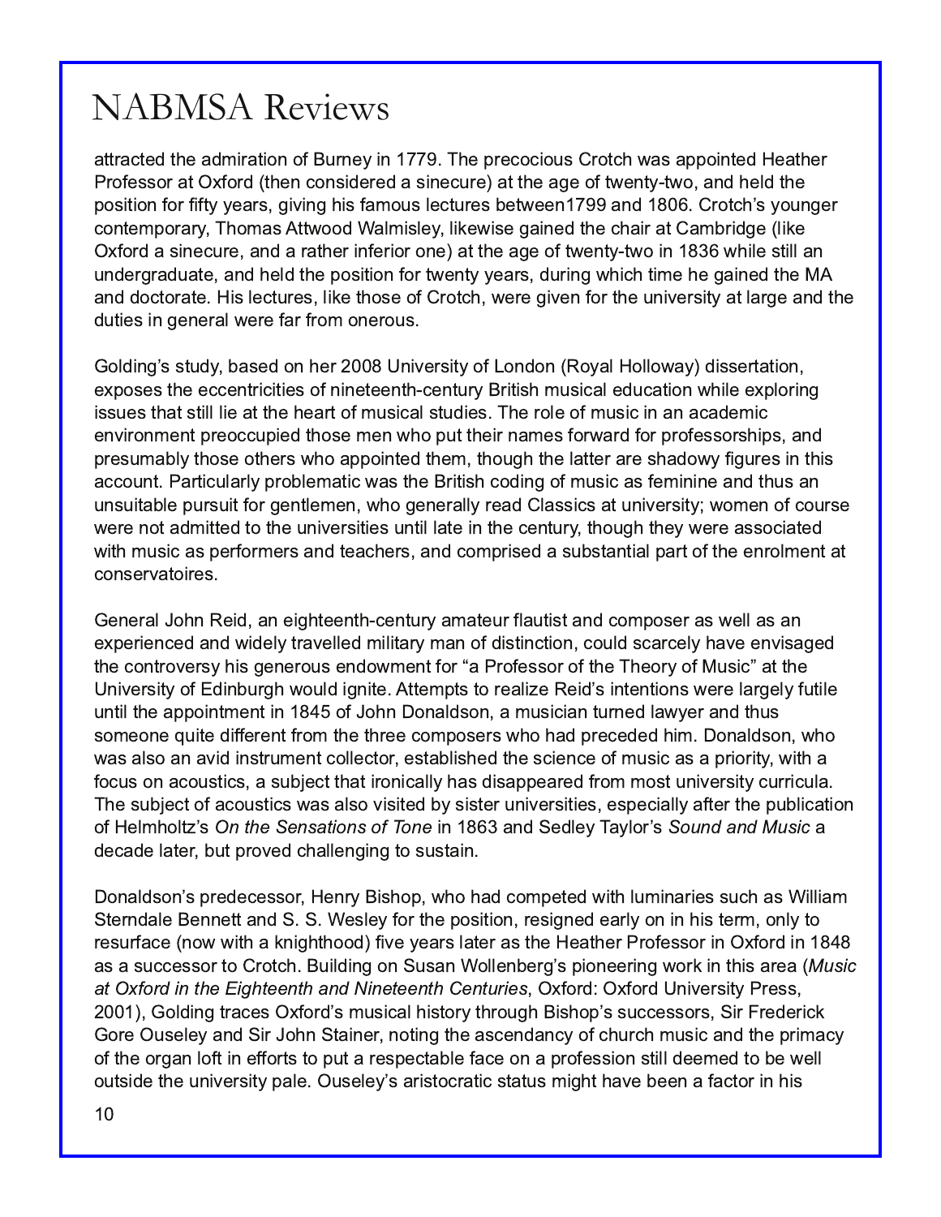attracted the admiration of Burney in 1779. The precocious Crotch was appointed Heather Professor at Oxford (then considered a sinecure) at the age of twenty-two, and held the position for fifty years, giving his famous lectures between1799 and 1806. Crotch's younger contemporary, Thomas Attwood Walmisley, likewise gained the chair at Cambridge (like Oxford a sinecure, and a rather inferior one) at the age of twenty-two in 1836 while still an undergraduate, and held the position for twenty years, during which time he gained the MA and doctorate. His lectures, like those of Crotch, were given for the university at large and the duties in general were far from onerous.

Golding's study, based on her 2008 University of London (Royal Holloway) dissertation, exposes the eccentricities of nineteenth-century British musical education while exploring issues that still lie at the heart of musical studies. The role of music in an academic environment preoccupied those men who put their names forward for professorships, and presumably those others who appointed them, though the latter are shadowy figures in this account. Particularly problematic was the British coding of music as feminine and thus an unsuitable pursuit for gentlemen, who generally read Classics at university; women of course were not admitted to the universities until late in the century, though they were associated with music as performers and teachers, and comprised a substantial part of the enrolment at conservatoires.

General John Reid, an eighteenth-century amateur flautist and composer as well as an experienced and widely travelled military man of distinction, could scarcely have envisaged the controversy his generous endowment for "a Professor of the Theory of Music" at the University of Edinburgh would ignite. Attempts to realize Reid's intentions were largely futile until the appointment in 1845 of John Donaldson, a musician turned lawyer and thus someone quite different from the three composers who had preceded him. Donaldson, who was also an avid instrument collector, established the science of music as a priority, with a focus on acoustics, a subject that ironically has disappeared from most university curricula. The subject of acoustics was also visited by sister universities, especially after the publication of Helmholtz's *On the Sensations of Tone* in 1863 and Sedley Taylor's *Sound and Music* a decade later, but proved challenging to sustain.

Donaldson's predecessor, Henry Bishop, who had competed with luminaries such as William Sterndale Bennett and S. S. Wesley for the position, resigned early on in his term, only to resurface (now with a knighthood) five years later as the Heather Professor in Oxford in 1848 as a successor to Crotch. Building on Susan Wollenberg's pioneering work in this area (*Music at Oxford in the Eighteenth and Nineteenth Centuries*, Oxford: Oxford University Press, 2001), Golding traces Oxford's musical history through Bishop's successors, Sir Frederick Gore Ouseley and Sir John Stainer, noting the ascendancy of church music and the primacy of the organ loft in efforts to put a respectable face on a profession still deemed to be well outside the university pale. Ouseley's aristocratic status might have been a factor in his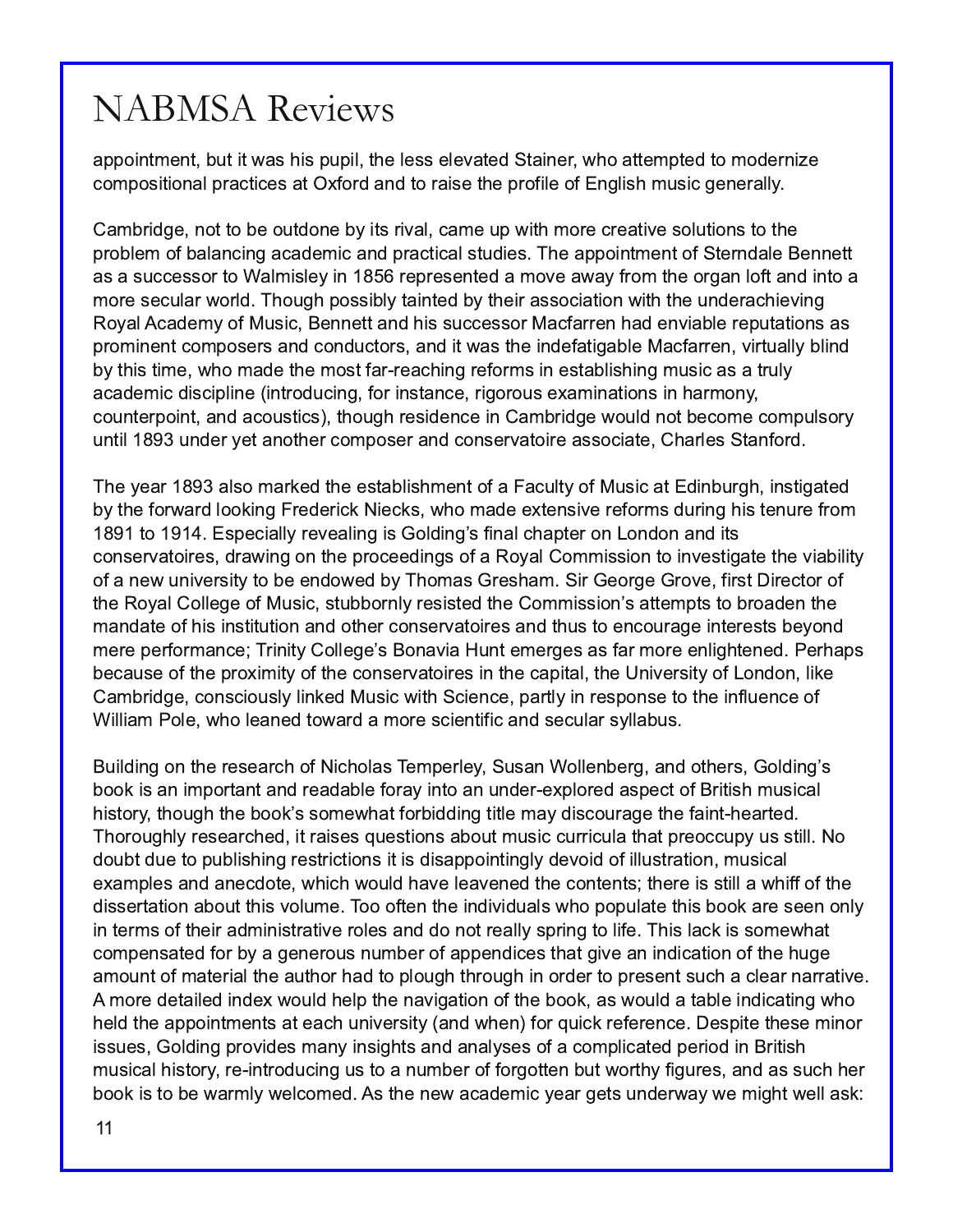appointment, but it was his pupil, the less elevated Stainer, who attempted to modernize compositional practices at Oxford and to raise the profile of English music generally.

Cambridge, not to be outdone by its rival, came up with more creative solutions to the problem of balancing academic and practical studies. The appointment of Sterndale Bennett as a successor to Walmisley in 1856 represented a move away from the organ loft and into a more secular world. Though possibly tainted by their association with the underachieving Royal Academy of Music, Bennett and his successor Macfarren had enviable reputations as prominent composers and conductors, and it was the indefatigable Macfarren, virtually blind by this time, who made the most far-reaching reforms in establishing music as a truly academic discipline (introducing, for instance, rigorous examinations in harmony, counterpoint, and acoustics), though residence in Cambridge would not become compulsory until 1893 under yet another composer and conservatoire associate, Charles Stanford.

The year 1893 also marked the establishment of a Faculty of Music at Edinburgh, instigated by the forward looking Frederick Niecks, who made extensive reforms during his tenure from 1891 to 1914. Especially revealing is Golding's final chapter on London and its conservatoires, drawing on the proceedings of a Royal Commission to investigate the viability of a new university to be endowed by Thomas Gresham. Sir George Grove, first Director of the Royal College of Music, stubbornly resisted the Commission's attempts to broaden the mandate of his institution and other conservatoires and thus to encourage interests beyond mere performance; Trinity College's Bonavia Hunt emerges as far more enlightened. Perhaps because of the proximity of the conservatoires in the capital, the University of London, like Cambridge, consciously linked Music with Science, partly in response to the influence of William Pole, who leaned toward a more scientific and secular syllabus.

Building on the research of Nicholas Temperley, Susan Wollenberg, and others, Golding's book is an important and readable foray into an under-explored aspect of British musical history, though the book's somewhat forbidding title may discourage the faint-hearted. Thoroughly researched, it raises questions about music curricula that preoccupy us still. No doubt due to publishing restrictions it is disappointingly devoid of illustration, musical examples and anecdote, which would have leavened the contents; there is still a whiff of the dissertation about this volume. Too often the individuals who populate this book are seen only in terms of their administrative roles and do not really spring to life. This lack is somewhat compensated for by a generous number of appendices that give an indication of the huge amount of material the author had to plough through in order to present such a clear narrative. A more detailed index would help the navigation of the book, as would a table indicating who held the appointments at each university (and when) for quick reference. Despite these minor issues, Golding provides many insights and analyses of a complicated period in British musical history, re-introducing us to a number of forgotten but worthy figures, and as such her book is to be warmly welcomed. As the new academic year gets underway we might well ask: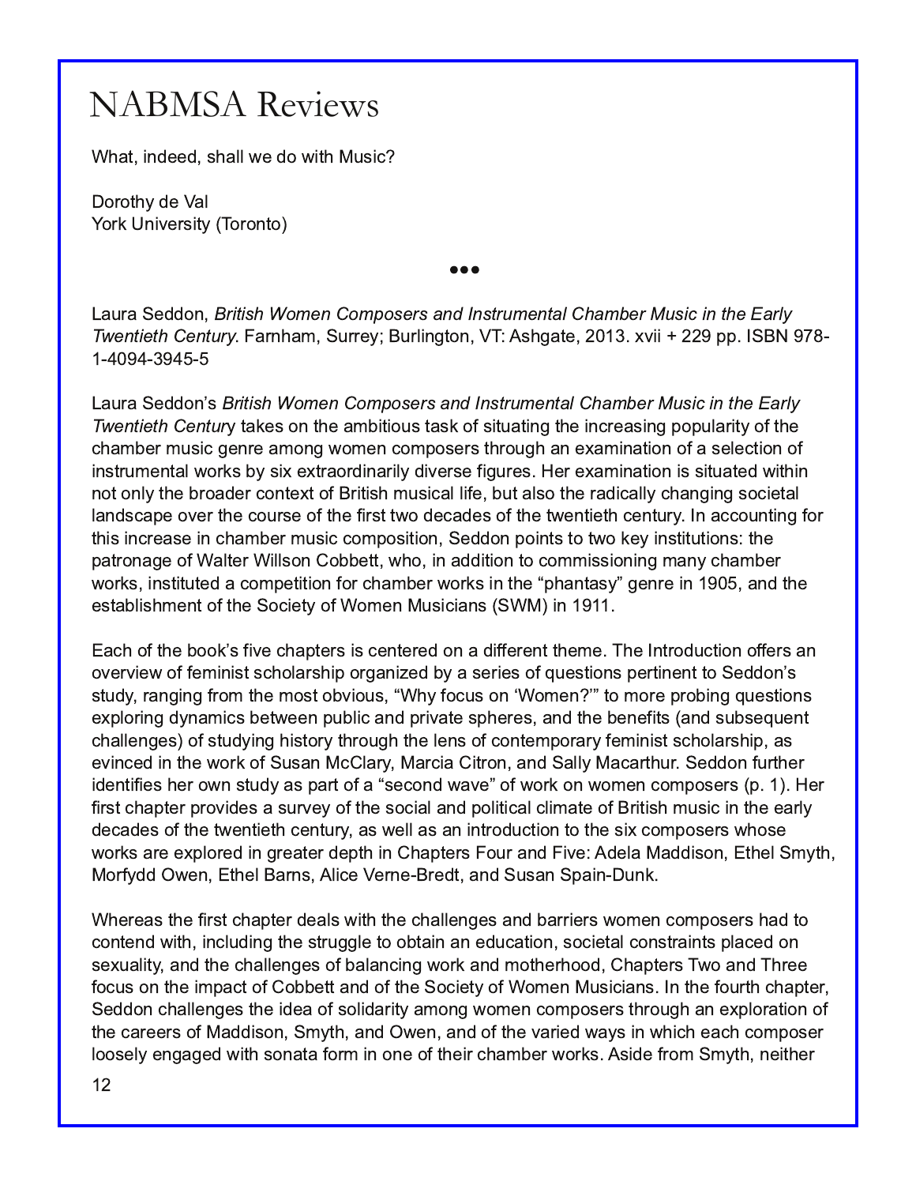# NABMSA Reviews

What, indeed, shall we do with Music?

Dorothy de Val
York University (Toronto)

•••

Laura Seddon, *British Women Composers and Instrumental Chamber Music in the Early Twentieth Century*. Farnham, Surrey; Burlington, VT: Ashgate, 2013. xvii + 229 pp. ISBN 978-1-4094-3945-5

Laura Seddon's *British Women Composers and Instrumental Chamber Music in the Early Twentieth Century* takes on the ambitious task of situating the increasing popularity of the chamber music genre among women composers through an examination of a selection of instrumental works by six extraordinarily diverse figures. Her examination is situated within not only the broader context of British musical life, but also the radically changing societal landscape over the course of the first two decades of the twentieth century. In accounting for this increase in chamber music composition, Seddon points to two key institutions: the patronage of Walter Willson Cobbett, who, in addition to commissioning many chamber works, instituted a competition for chamber works in the "phantasy" genre in 1905, and the establishment of the Society of Women Musicians (SWM) in 1911.

Each of the book's five chapters is centered on a different theme. The Introduction offers an overview of feminist scholarship organized by a series of questions pertinent to Seddon's study, ranging from the most obvious, "Why focus on 'Women?'" to more probing questions exploring dynamics between public and private spheres, and the benefits (and subsequent challenges) of studying history through the lens of contemporary feminist scholarship, as evinced in the work of Susan McClary, Marcia Citron, and Sally Macarthur. Seddon further identifies her own study as part of a "second wave" of work on women composers (p. 1). Her first chapter provides a survey of the social and political climate of British music in the early decades of the twentieth century, as well as an introduction to the six composers whose works are explored in greater depth in Chapters Four and Five: Adela Maddison, Ethel Smyth, Morfydd Owen, Ethel Barns, Alice Verne-Bredt, and Susan Spain-Dunk.

Whereas the first chapter deals with the challenges and barriers women composers had to contend with, including the struggle to obtain an education, societal constraints placed on sexuality, and the challenges of balancing work and motherhood, Chapters Two and Three focus on the impact of Cobbett and of the Society of Women Musicians. In the fourth chapter, Seddon challenges the idea of solidarity among women composers through an exploration of the careers of Maddison, Smyth, and Owen, and of the varied ways in which each composer loosely engaged with sonata form in one of their chamber works. Aside from Smyth, neither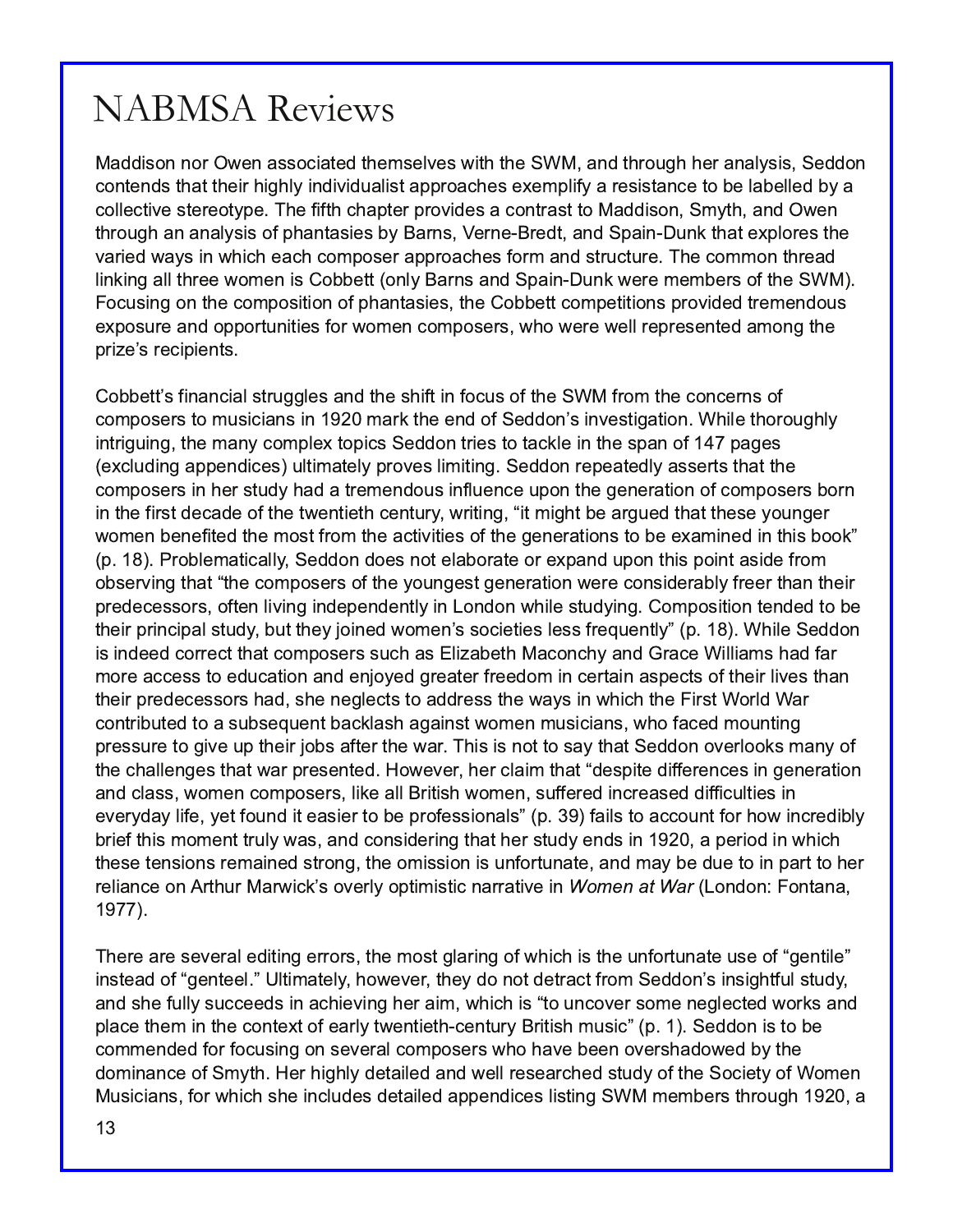Maddison nor Owen associated themselves with the SWM, and through her analysis, Seddon contends that their highly individualist approaches exemplify a resistance to be labelled by a collective stereotype. The fifth chapter provides a contrast to Maddison, Smyth, and Owen through an analysis of phantasies by Barns, Verne-Bredt, and Spain-Dunk that explores the varied ways in which each composer approaches form and structure. The common thread linking all three women is Cobbett (only Barns and Spain-Dunk were members of the SWM). Focusing on the composition of phantasies, the Cobbett competitions provided tremendous exposure and opportunities for women composers, who were well represented among the prize's recipients.

Cobbett's financial struggles and the shift in focus of the SWM from the concerns of composers to musicians in 1920 mark the end of Seddon's investigation. While thoroughly intriguing, the many complex topics Seddon tries to tackle in the span of 147 pages (excluding appendices) ultimately proves limiting. Seddon repeatedly asserts that the composers in her study had a tremendous influence upon the generation of composers born in the first decade of the twentieth century, writing, "it might be argued that these younger women benefited the most from the activities of the generations to be examined in this book" (p. 18). Problematically, Seddon does not elaborate or expand upon this point aside from observing that "the composers of the youngest generation were considerably freer than their predecessors, often living independently in London while studying. Composition tended to be their principal study, but they joined women's societies less frequently" (p. 18). While Seddon is indeed correct that composers such as Elizabeth Maconchy and Grace Williams had far more access to education and enjoyed greater freedom in certain aspects of their lives than their predecessors had, she neglects to address the ways in which the First World War contributed to a subsequent backlash against women musicians, who faced mounting pressure to give up their jobs after the war. This is not to say that Seddon overlooks many of the challenges that war presented. However, her claim that "despite differences in generation and class, women composers, like all British women, suffered increased difficulties in everyday life, yet found it easier to be professionals" (p. 39) fails to account for how incredibly brief this moment truly was, and considering that her study ends in 1920, a period in which these tensions remained strong, the omission is unfortunate, and may be due to in part to her reliance on Arthur Marwick's overly optimistic narrative in *Women at War* (London: Fontana, 1977).

There are several editing errors, the most glaring of which is the unfortunate use of "gentile" instead of "genteel." Ultimately, however, they do not detract from Seddon's insightful study, and she fully succeeds in achieving her aim, which is "to uncover some neglected works and place them in the context of early twentieth-century British music" (p. 1). Seddon is to be commended for focusing on several composers who have been overshadowed by the dominance of Smyth. Her highly detailed and well researched study of the Society of Women Musicians, for which she includes detailed appendices listing SWM members through 1920, a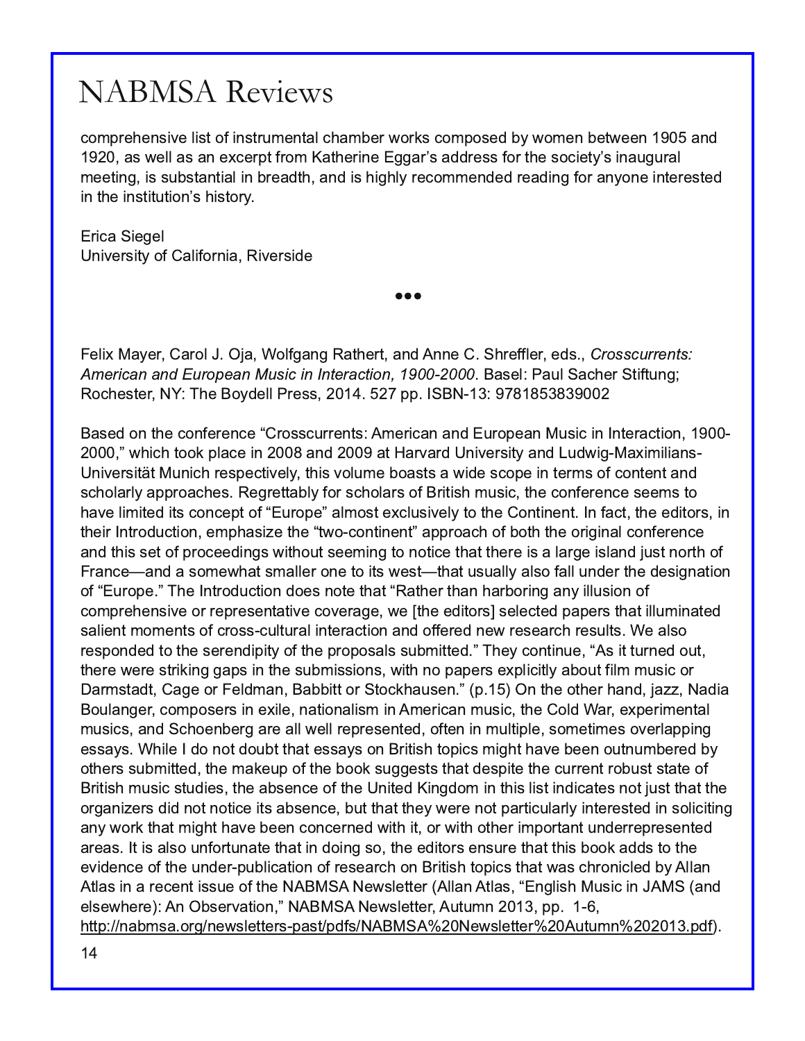comprehensive list of instrumental chamber works composed by women between 1905 and 1920, as well as an excerpt from Katherine Eggar's address for the society's inaugural meeting, is substantial in breadth, and is highly recommended reading for anyone interested in the institution's history.

Erica Siegel
University of California, Riverside

•••

Felix Mayer, Carol J. Oja, Wolfgang Rathert, and Anne C. Shreffler, eds., *Crosscurrents: American and European Music in Interaction, 1900-2000*. Basel: Paul Sacher Stiftung; Rochester, NY: The Boydell Press, 2014. 527 pp. ISBN-13: 9781853839002

Based on the conference "Crosscurrents: American and European Music in Interaction, 1900-2000," which took place in 2008 and 2009 at Harvard University and Ludwig-Maximilians-Universität Munich respectively, this volume boasts a wide scope in terms of content and scholarly approaches. Regrettably for scholars of British music, the conference seems to have limited its concept of "Europe" almost exclusively to the Continent. In fact, the editors, in their Introduction, emphasize the "two-continent" approach of both the original conference and this set of proceedings without seeming to notice that there is a large island just north of France—and a somewhat smaller one to its west—that usually also fall under the designation of "Europe." The Introduction does note that "Rather than harboring any illusion of comprehensive or representative coverage, we [the editors] selected papers that illuminated salient moments of cross-cultural interaction and offered new research results. We also responded to the serendipity of the proposals submitted." They continue, "As it turned out, there were striking gaps in the submissions, with no papers explicitly about film music or Darmstadt, Cage or Feldman, Babbitt or Stockhausen." (p.15) On the other hand, jazz, Nadia Boulanger, composers in exile, nationalism in American music, the Cold War, experimental musics, and Schoenberg are all well represented, often in multiple, sometimes overlapping essays. While I do not doubt that essays on British topics might have been outnumbered by others submitted, the makeup of the book suggests that despite the current robust state of British music studies, the absence of the United Kingdom in this list indicates not just that the organizers did not notice its absence, but that they were not particularly interested in soliciting any work that might have been concerned with it, or with other important underrepresented areas. It is also unfortunate that in doing so, the editors ensure that this book adds to the evidence of the under-publication of research on British topics that was chronicled by Allan Atlas in a recent issue of the NABMSA Newsletter (Allan Atlas, "English Music in JAMS (and elsewhere): An Observation," NABMSA Newsletter, Autumn 2013, pp. 1-6, http://nabmsa.org/newsletters-past/pdfs/NABMSA%20Newsletter%20Autumn%202013.pdf).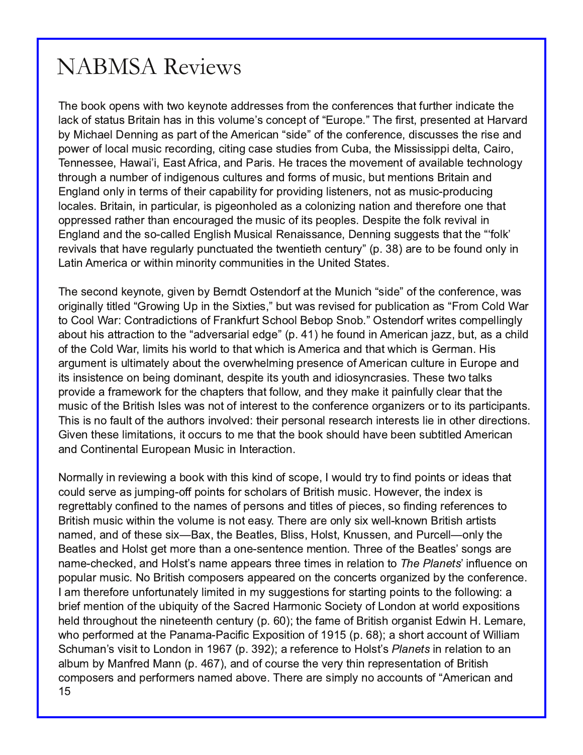The book opens with two keynote addresses from the conferences that further indicate the lack of status Britain has in this volume's concept of "Europe." The first, presented at Harvard by Michael Denning as part of the American "side" of the conference, discusses the rise and power of local music recording, citing case studies from Cuba, the Mississippi delta, Cairo, Tennessee, Hawai'i, East Africa, and Paris. He traces the movement of available technology through a number of indigenous cultures and forms of music, but mentions Britain and England only in terms of their capability for providing listeners, not as music-producing locales. Britain, in particular, is pigeonholed as a colonizing nation and therefore one that oppressed rather than encouraged the music of its peoples. Despite the folk revival in England and the so-called English Musical Renaissance, Denning suggests that the "'folk' revivals that have regularly punctuated the twentieth century" (p. 38) are to be found only in Latin America or within minority communities in the United States.

The second keynote, given by Berndt Ostendorf at the Munich "side" of the conference, was originally titled "Growing Up in the Sixties," but was revised for publication as "From Cold War to Cool War: Contradictions of Frankfurt School Bebop Snob." Ostendorf writes compellingly about his attraction to the "adversarial edge" (p. 41) he found in American jazz, but, as a child of the Cold War, limits his world to that which is America and that which is German. His argument is ultimately about the overwhelming presence of American culture in Europe and its insistence on being dominant, despite its youth and idiosyncrasies. These two talks provide a framework for the chapters that follow, and they make it painfully clear that the music of the British Isles was not of interest to the conference organizers or to its participants. This is no fault of the authors involved: their personal research interests lie in other directions. Given these limitations, it occurs to me that the book should have been subtitled American and Continental European Music in Interaction.

Normally in reviewing a book with this kind of scope, I would try to find points or ideas that could serve as jumping-off points for scholars of British music. However, the index is regrettably confined to the names of persons and titles of pieces, so finding references to British music within the volume is not easy. There are only six well-known British artists named, and of these six—Bax, the Beatles, Bliss, Holst, Knussen, and Purcell—only the Beatles and Holst get more than a one-sentence mention. Three of the Beatles' songs are name-checked, and Holst's name appears three times in relation to *The Planets*' influence on popular music. No British composers appeared on the concerts organized by the conference. I am therefore unfortunately limited in my suggestions for starting points to the following: a brief mention of the ubiquity of the Sacred Harmonic Society of London at world expositions held throughout the nineteenth century (p. 60); the fame of British organist Edwin H. Lemare, who performed at the Panama-Pacific Exposition of 1915 (p. 68); a short account of William Schuman's visit to London in 1967 (p. 392); a reference to Holst's *Planets* in relation to an album by Manfred Mann (p. 467), and of course the very thin representation of British composers and performers named above. There are simply no accounts of "American and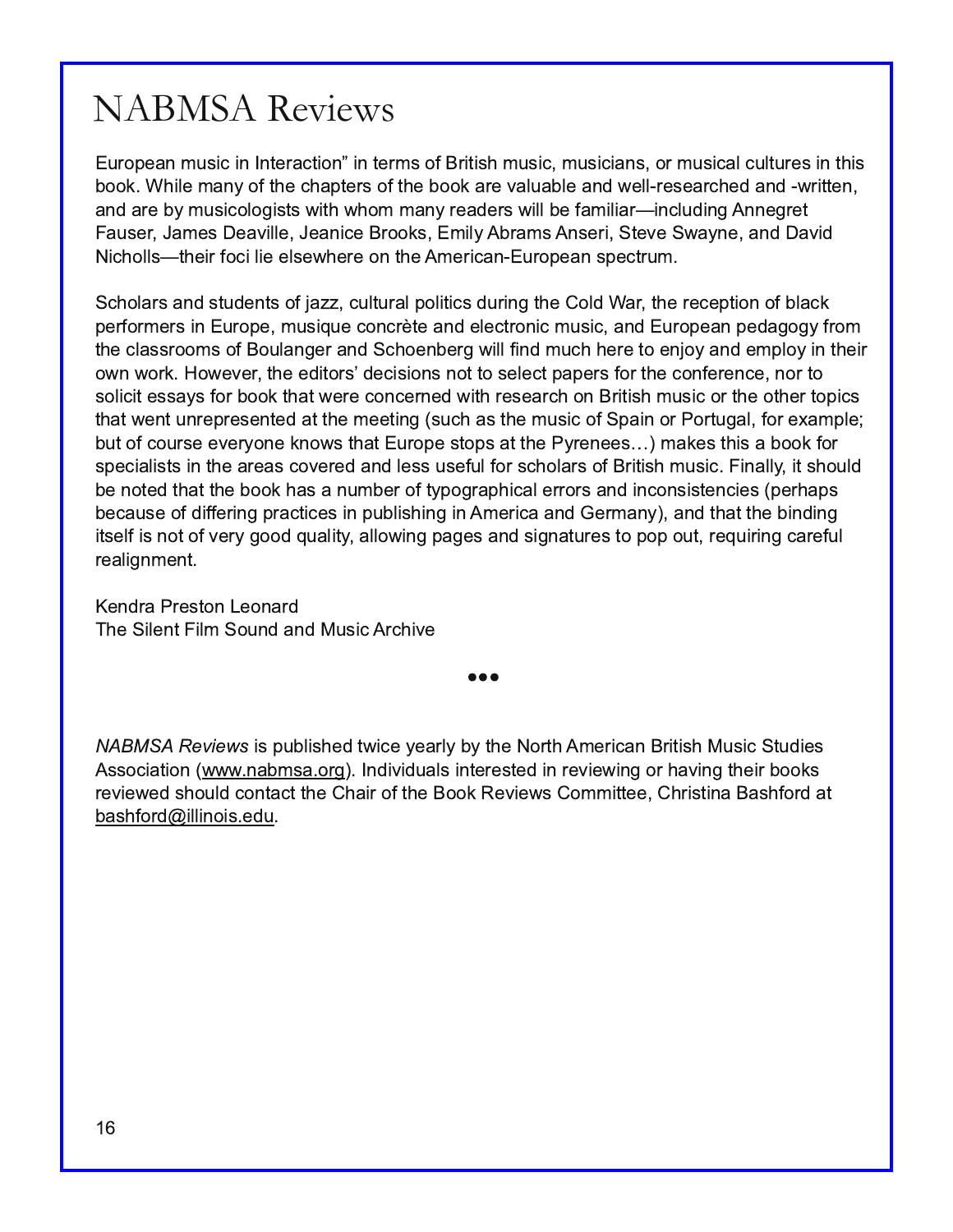European music in Interaction" in terms of British music, musicians, or musical cultures in this book. While many of the chapters of the book are valuable and well-researched and -written, and are by musicologists with whom many readers will be familiar—including Annegret Fauser, James Deaville, Jeanice Brooks, Emily Abrams Anseri, Steve Swayne, and David Nicholls—their foci lie elsewhere on the American-European spectrum.

Scholars and students of jazz, cultural politics during the Cold War, the reception of black performers in Europe, musique concrète and electronic music, and European pedagogy from the classrooms of Boulanger and Schoenberg will find much here to enjoy and employ in their own work. However, the editors' decisions not to select papers for the conference, nor to solicit essays for book that were concerned with research on British music or the other topics that went unrepresented at the meeting (such as the music of Spain or Portugal, for example; but of course everyone knows that Europe stops at the Pyrenees…) makes this a book for specialists in the areas covered and less useful for scholars of British music. Finally, it should be noted that the book has a number of typographical errors and inconsistencies (perhaps because of differing practices in publishing in America and Germany), and that the binding itself is not of very good quality, allowing pages and signatures to pop out, requiring careful realignment.

Kendra Preston Leonard
The Silent Film Sound and Music Archive

•••

*NABMSA Reviews* is published twice yearly by the North American British Music Studies Association (www.nabmsa.org). Individuals interested in reviewing or having their books reviewed should contact the Chair of the Book Reviews Committee, Christina Bashford at bashford@illinois.edu.